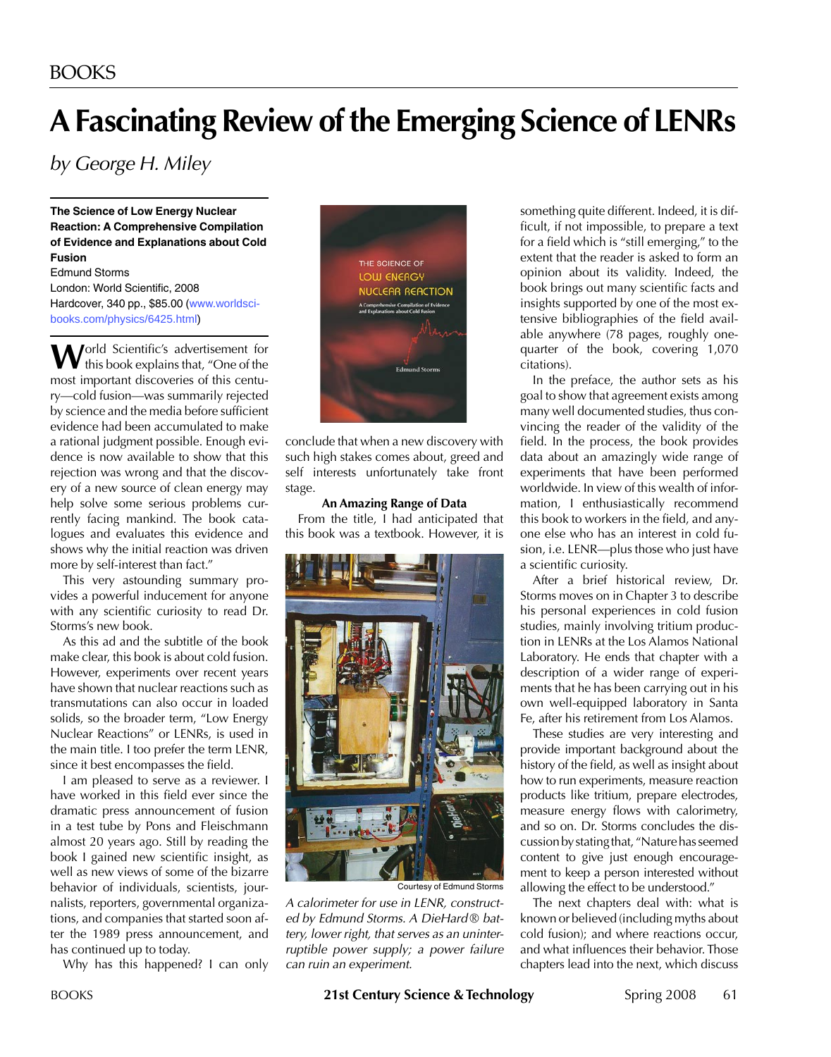# A Fascinating Review of the Emerging Science of LENRs

*by George H. Miley*

**The Science of Low Energy Nuclear Reaction: A Comprehensive Compilation of Evidence and Explanations about Cold Fusion**
Edmund Storms
London: World Scientific, 2008
Hardcover, 340 pp., $85.00 (www.worldsci-books.com/physics/6425.html)

World Scientific's advertisement for this book explains that, "One of the most important discoveries of this century—cold fusion—was summarily rejected by science and the media before sufficient evidence had been accumulated to make a rational judgment possible. Enough evidence is now available to show that this rejection was wrong and that the discovery of a new source of clean energy may help solve some serious problems currently facing mankind. The book catalogues and evaluates this evidence and shows why the initial reaction was driven more by self-interest than fact."

This very astounding summary provides a powerful inducement for anyone with any scientific curiosity to read Dr. Storms's new book.

As this ad and the subtitle of the book make clear, this book is about cold fusion. However, experiments over recent years have shown that nuclear reactions such as transmutations can also occur in loaded solids, so the broader term, "Low Energy Nuclear Reactions" or LENRs, is used in the main title. I too prefer the term LENR, since it best encompasses the field.

I am pleased to serve as a reviewer. I have worked in this field ever since the dramatic press announcement of fusion in a test tube by Pons and Fleischmann almost 20 years ago. Still by reading the book I gained new scientific insight, as well as new views of some of the bizarre behavior of individuals, scientists, journalists, reporters, governmental organizations, and companies that started soon after the 1989 press announcement, and has continued up to today.

Why has this happened? I can only conclude that when a new discovery with such high stakes comes about, greed and self interests unfortunately take front stage.

### An Amazing Range of Data

From the title, I had anticipated that this book was a textbook. However, it is something quite different. Indeed, it is difficult, if not impossible, to prepare a text for a field which is "still emerging," to the extent that the reader is asked to form an opinion about its validity. Indeed, the book brings out many scientific facts and insights supported by one of the most extensive bibliographies of the field available anywhere (78 pages, roughly one-quarter of the book, covering 1,070 citations).

Courtesy of Edmund Storms

*A calorimeter for use in LENR, constructed by Edmund Storms. A DieHard® battery, lower right, that serves as an uninterruptible power supply; a power failure can ruin an experiment.*

In the preface, the author sets as his goal to show that agreement exists among many well documented studies, thus convincing the reader of the validity of the field. In the process, the book provides data about an amazingly wide range of experiments that have been performed worldwide. In view of this wealth of information, I enthusiastically recommend this book to workers in the field, and anyone else who has an interest in cold fusion, i.e. LENR—plus those who just have a scientific curiosity.

After a brief historical review, Dr. Storms moves on in Chapter 3 to describe his personal experiences in cold fusion studies, mainly involving tritium production in LENRs at the Los Alamos National Laboratory. He ends that chapter with a description of a wider range of experiments that he has been carrying out in his own well-equipped laboratory in Santa Fe, after his retirement from Los Alamos.

These studies are very interesting and provide important background about the history of the field, as well as insight about how to run experiments, measure reaction products like tritium, prepare electrodes, measure energy flows with calorimetry, and so on. Dr. Storms concludes the discussion by stating that, "Nature has seemed content to give just enough encouragement to keep a person interested without allowing the effect to be understood."

The next chapters deal with: what is known or believed (including myths about cold fusion); and where reactions occur, and what influences their behavior. Those chapters lead into the next, which discuss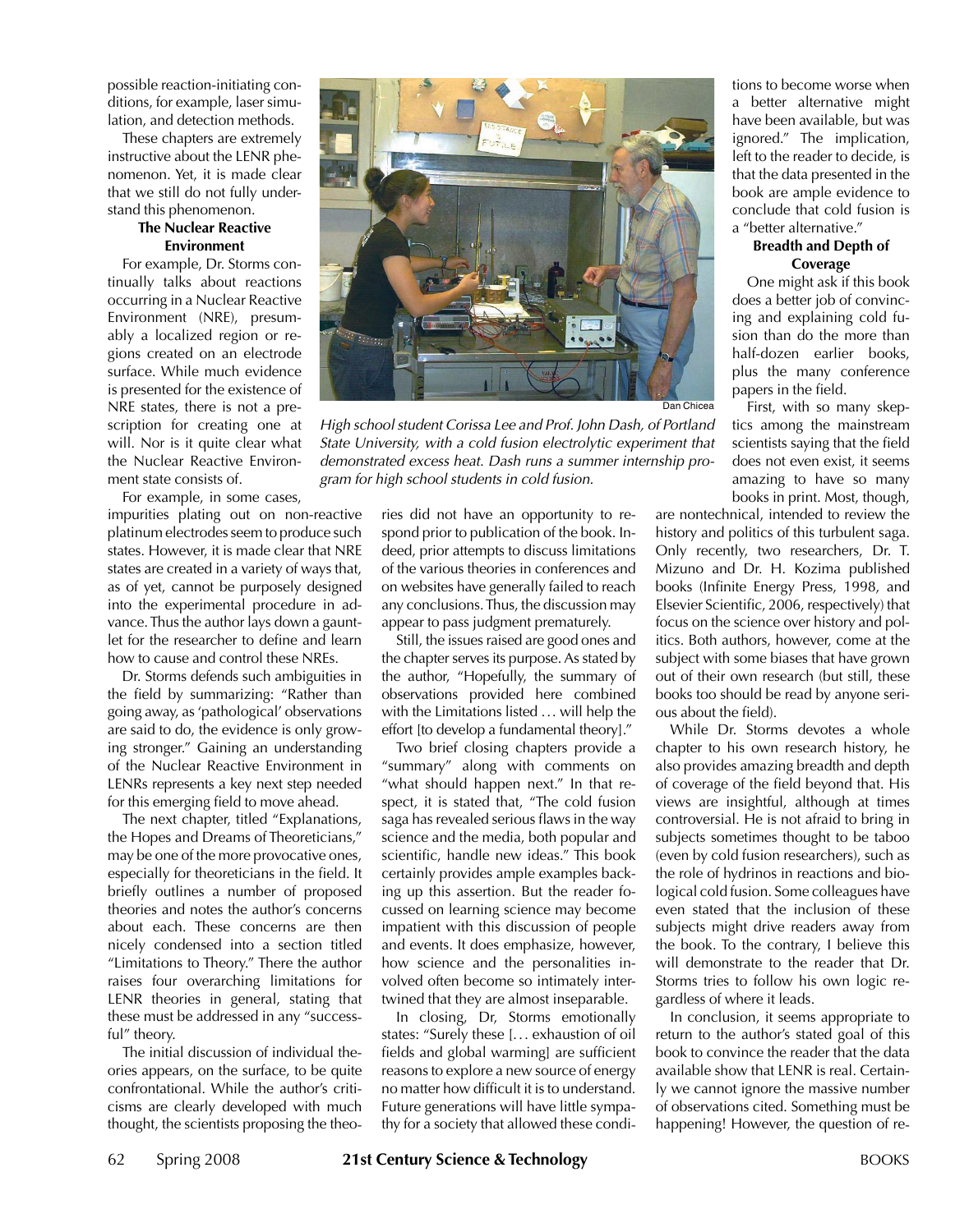possible reaction-initiating conditions, for example, laser simulation, and detection methods.

These chapters are extremely instructive about the LENR phenomenon. Yet, it is made clear that we still do not fully understand this phenomenon.

### The Nuclear Reactive Environment

For example, Dr. Storms continually talks about reactions occurring in a Nuclear Reactive Environment (NRE), presumably a localized region or regions created on an electrode surface. While much evidence is presented for the existence of NRE states, there is not a prescription for creating one at will. Nor is it quite clear what the Nuclear Reactive Environment state consists of.

For example, in some cases, impurities plating out on non-reactive platinum electrodes seem to produce such states. However, it is made clear that NRE states are created in a variety of ways that, as of yet, cannot be purposely designed into the experimental procedure in advance. Thus the author lays down a gauntlet for the researcher to define and learn how to cause and control these NREs.

Dr. Storms defends such ambiguities in the field by summarizing: "Rather than going away, as 'pathological' observations are said to do, the evidence is only growing stronger." Gaining an understanding of the Nuclear Reactive Environment in LENRs represents a key next step needed for this emerging field to move ahead.

The next chapter, titled "Explanations, the Hopes and Dreams of Theoreticians," may be one of the more provocative ones, especially for theoreticians in the field. It briefly outlines a number of proposed theories and notes the author's concerns about each. These concerns are then nicely condensed into a section titled "Limitations to Theory." There the author raises four overarching limitations for LENR theories in general, stating that these must be addressed in any "successful" theory.

The initial discussion of individual theories appears, on the surface, to be quite confrontational. While the author's criticisms are clearly developed with much thought, the scientists proposing the theories did not have an opportunity to respond prior to publication of the book. Indeed, prior attempts to discuss limitations of the various theories in conferences and on websites have generally failed to reach any conclusions. Thus, the discussion may appear to pass judgment prematurely.

Still, the issues raised are good ones and the chapter serves its purpose. As stated by the author, "Hopefully, the summary of observations provided here combined with the Limitations listed … will help the effort [to develop a fundamental theory]."

Two brief closing chapters provide a "summary" along with comments on "what should happen next." In that respect, it is stated that, "The cold fusion saga has revealed serious flaws in the way science and the media, both popular and scientific, handle new ideas." This book certainly provides ample examples backing up this assertion. But the reader focussed on learning science may become impatient with this discussion of people and events. It does emphasize, however, how science and the personalities involved often become so intimately intertwined that they are almost inseparable.

In closing, Dr, Storms emotionally states: "Surely these [… exhaustion of oil fields and global warming] are sufficient reasons to explore a new source of energy no matter how difficult it is to understand. Future generations will have little sympathy for a society that allowed these conditions to become worse when a better alternative might have been available, but was ignored." The implication, left to the reader to decide, is that the data presented in the book are ample evidence to conclude that cold fusion is a "better alternative."

Dan Chicea

*High school student Corissa Lee and Prof. John Dash, of Portland State University, with a cold fusion electrolytic experiment that demonstrated excess heat. Dash runs a summer internship program for high school students in cold fusion.*

### Breadth and Depth of Coverage

One might ask if this book does a better job of convincing and explaining cold fusion than do the more than half-dozen earlier books, plus the many conference papers in the field.

First, with so many skeptics among the mainstream scientists saying that the field does not even exist, it seems amazing to have so many books in print. Most, though, are nontechnical, intended to review the history and politics of this turbulent saga. Only recently, two researchers, Dr. T. Mizuno and Dr. H. Kozima published books (Infinite Energy Press, 1998, and Elsevier Scientific, 2006, respectively) that focus on the science over history and politics. Both authors, however, come at the subject with some biases that have grown out of their own research (but still, these books too should be read by anyone serious about the field).

While Dr. Storms devotes a whole chapter to his own research history, he also provides amazing breadth and depth of coverage of the field beyond that. His views are insightful, although at times controversial. He is not afraid to bring in subjects sometimes thought to be taboo (even by cold fusion researchers), such as the role of hydrinos in reactions and biological cold fusion. Some colleagues have even stated that the inclusion of these subjects might drive readers away from the book. To the contrary, I believe this will demonstrate to the reader that Dr. Storms tries to follow his own logic regardless of where it leads.

In conclusion, it seems appropriate to return to the author's stated goal of this book to convince the reader that the data available show that LENR is real. Certainly we cannot ignore the massive number of observations cited. Something must be happening! However, the question of re-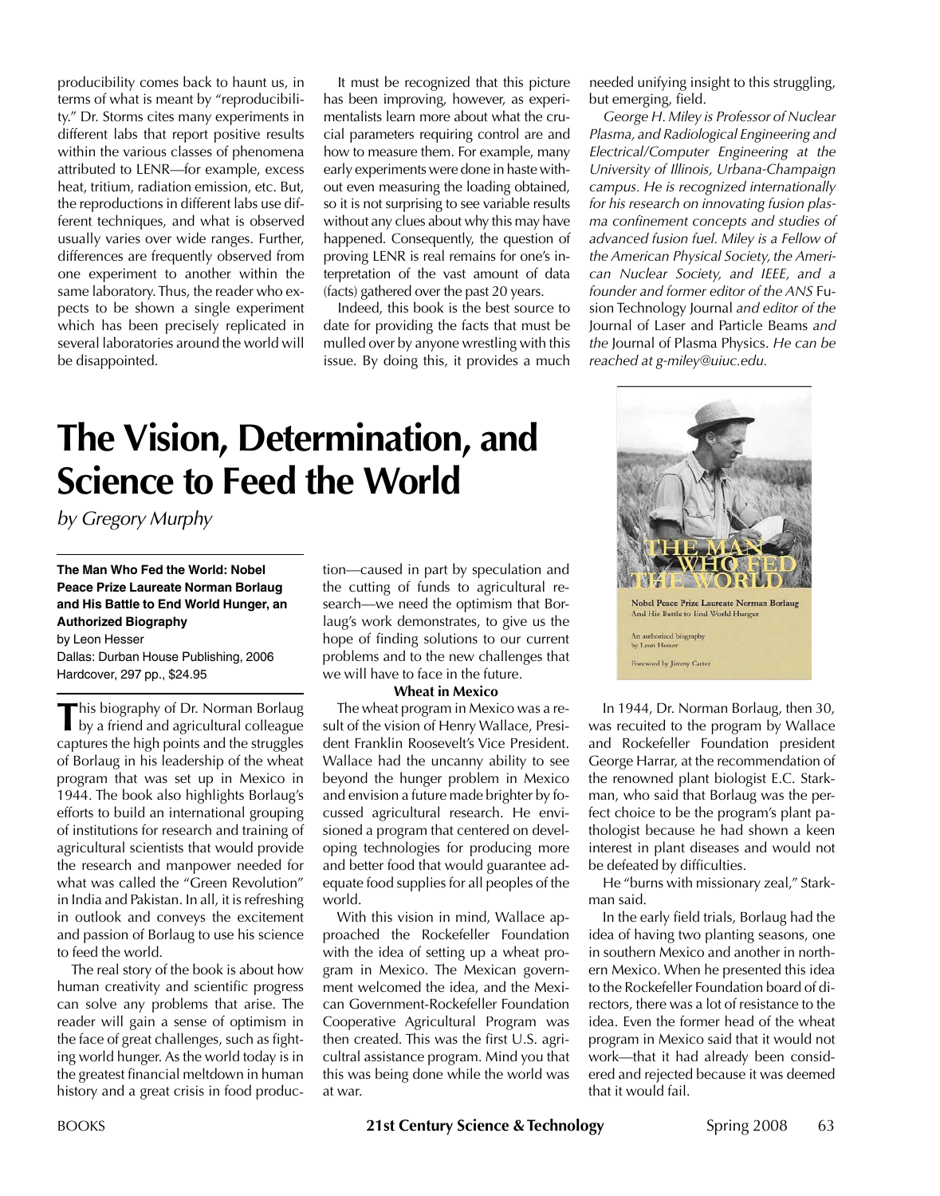producibility comes back to haunt us, in terms of what is meant by "reproducibility." Dr. Storms cites many experiments in different labs that report positive results within the various classes of phenomena attributed to LENR—for example, excess heat, tritium, radiation emission, etc. But, the reproductions in different labs use different techniques, and what is observed usually varies over wide ranges. Further, differences are frequently observed from one experiment to another within the same laboratory. Thus, the reader who expects to be shown a single experiment which has been precisely replicated in several laboratories around the world will be disappointed.

It must be recognized that this picture has been improving, however, as experimentalists learn more about what the crucial parameters requiring control are and how to measure them. For example, many early experiments were done in haste without even measuring the loading obtained, so it is not surprising to see variable results without any clues about why this may have happened. Consequently, the question of proving LENR is real remains for one's interpretation of the vast amount of data (facts) gathered over the past 20 years.

Indeed, this book is the best source to date for providing the facts that must be mulled over by anyone wrestling with this issue. By doing this, it provides a much needed unifying insight to this struggling, but emerging, field.

*George H. Miley is Professor of Nuclear Plasma, and Radiological Engineering and Electrical/Computer Engineering at the University of Illinois, Urbana-Champaign campus. He is recognized internationally for his research on innovating fusion plasma confinement concepts and studies of advanced fusion fuel. Miley is a Fellow of the American Physical Society, the American Nuclear Society, and IEEE, and a founder and former editor of the ANS* Fusion Technology Journal *and editor of the* Journal of Laser and Particle Beams *and the* Journal of Plasma Physics. *He can be reached at g-miley@uiuc.edu.*

# The Vision, Determination, and Science to Feed the World

*by Gregory Murphy*

**The Man Who Fed the World: Nobel Peace Prize Laureate Norman Borlaug and His Battle to End World Hunger, an Authorized Biography**
by Leon Hesser
Dallas: Durban House Publishing, 2006
Hardcover, 297 pp., $24.95

This biography of Dr. Norman Borlaug by a friend and agricultural colleague captures the high points and the struggles of Borlaug in his leadership of the wheat program that was set up in Mexico in 1944. The book also highlights Borlaug's efforts to build an international grouping of institutions for research and training of agricultural scientists that would provide the research and manpower needed for what was called the "Green Revolution" in India and Pakistan. In all, it is refreshing in outlook and conveys the excitement and passion of Borlaug to use his science to feed the world.

The real story of the book is about how human creativity and scientific progress can solve any problems that arise. The reader will gain a sense of optimism in the face of great challenges, such as fighting world hunger. As the world today is in the greatest financial meltdown in human history and a great crisis in food production—caused in part by speculation and the cutting of funds to agricultural research—we need the optimism that Borlaug's work demonstrates, to give us the hope of finding solutions to our current problems and to the new challenges that we will have to face in the future.

### Wheat in Mexico

The wheat program in Mexico was a result of the vision of Henry Wallace, President Franklin Roosevelt's Vice President. Wallace had the uncanny ability to see beyond the hunger problem in Mexico and envision a future made brighter by focussed agricultural research. He envisioned a program that centered on developing technologies for producing more and better food that would guarantee adequate food supplies for all peoples of the world.

With this vision in mind, Wallace approached the Rockefeller Foundation with the idea of setting up a wheat program in Mexico. The Mexican government welcomed the idea, and the Mexican Government-Rockefeller Foundation Cooperative Agricultural Program was then created. This was the first U.S. agricultural assistance program. Mind you that this was being done while the world was at war.

THE MAN WHO FED THE WORLD
Nobel Peace Prize Laureate Norman Borlaug
And His Battle to End World Hunger
An authorized biography
by Leon Hesser
Foreword by Jimmy Carter

In 1944, Dr. Norman Borlaug, then 30, was recuited to the program by Wallace and Rockefeller Foundation president George Harrar, at the recommendation of the renowned plant biologist E.C. Starkman, who said that Borlaug was the perfect choice to be the program's plant pathologist because he had shown a keen interest in plant diseases and would not be defeated by difficulties.

He "burns with missionary zeal," Starkman said.

In the early field trials, Borlaug had the idea of having two planting seasons, one in southern Mexico and another in northern Mexico. When he presented this idea to the Rockefeller Foundation board of directors, there was a lot of resistance to the idea. Even the former head of the wheat program in Mexico said that it would not work—that it had already been considered and rejected because it was deemed that it would fail.